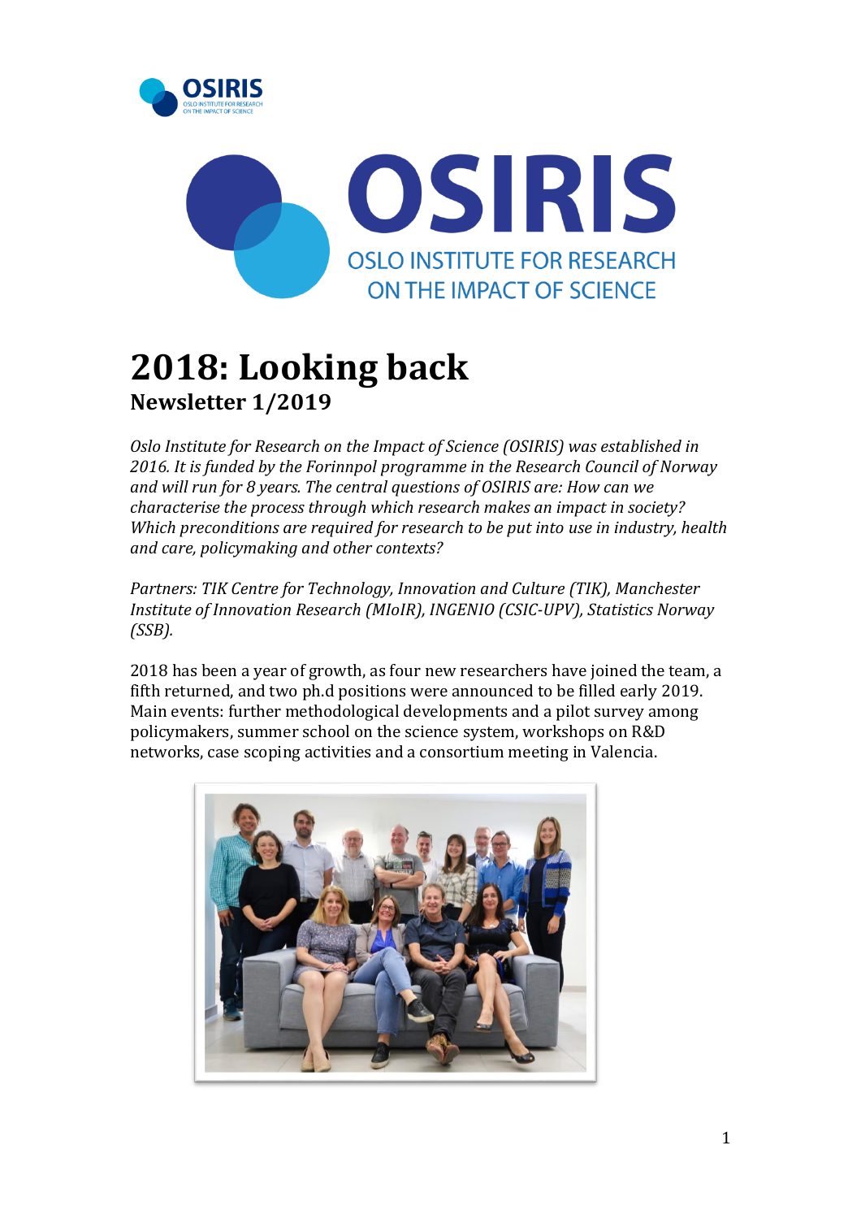# 2018: Looking back

## Newsletter 1/2019

*Oslo Institute for Research on the Impact of Science (OSIRIS) was established in 2016. It is funded by the Forinnpol programme in the Research Council of Norway and will run for 8 years. The central questions of OSIRIS are: How can we characterise the process through which research makes an impact in society? Which preconditions are required for research to be put into use in industry, health and care, policymaking and other contexts?*

*Partners: TIK Centre for Technology, Innovation and Culture (TIK), Manchester Institute of Innovation Research (MIoIR), INGENIO (CSIC-UPV), Statistics Norway (SSB).*

2018 has been a year of growth, as four new researchers have joined the team, a fifth returned, and two ph.d positions were announced to be filled early 2019. Main events: further methodological developments and a pilot survey among policymakers, summer school on the science system, workshops on R&D networks, case scoping activities and a consortium meeting in Valencia.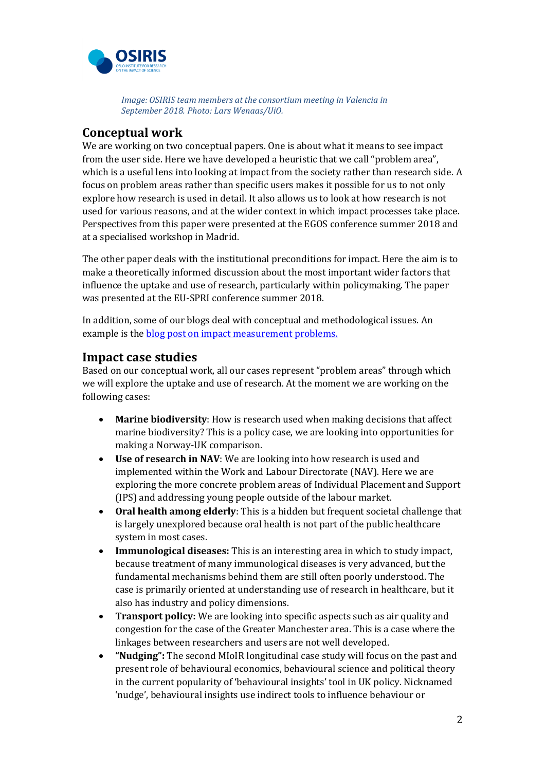*Image: OSIRIS team members at the consortium meeting in Valencia in September 2018. Photo: Lars Wenaas/UiO.*

## Conceptual work

We are working on two conceptual papers. One is about what it means to see impact from the user side. Here we have developed a heuristic that we call "problem area", which is a useful lens into looking at impact from the society rather than research side. A focus on problem areas rather than specific users makes it possible for us to not only explore how research is used in detail. It also allows us to look at how research is not used for various reasons, and at the wider context in which impact processes take place. Perspectives from this paper were presented at the EGOS conference summer 2018 and at a specialised workshop in Madrid.

The other paper deals with the institutional preconditions for impact. Here the aim is to make a theoretically informed discussion about the most important wider factors that influence the uptake and use of research, particularly within policymaking. The paper was presented at the EU-SPRI conference summer 2018.

In addition, some of our blogs deal with conceptual and methodological issues. An example is the blog post on impact measurement problems.

## Impact case studies

Based on our conceptual work, all our cases represent "problem areas" through which we will explore the uptake and use of research. At the moment we are working on the following cases:

- **Marine biodiversity**: How is research used when making decisions that affect marine biodiversity? This is a policy case, we are looking into opportunities for making a Norway-UK comparison.
- **Use of research in NAV**: We are looking into how research is used and implemented within the Work and Labour Directorate (NAV). Here we are exploring the more concrete problem areas of Individual Placement and Support (IPS) and addressing young people outside of the labour market.
- **Oral health among elderly**: This is a hidden but frequent societal challenge that is largely unexplored because oral health is not part of the public healthcare system in most cases.
- **Immunological diseases:** This is an interesting area in which to study impact, because treatment of many immunological diseases is very advanced, but the fundamental mechanisms behind them are still often poorly understood. The case is primarily oriented at understanding use of research in healthcare, but it also has industry and policy dimensions.
- **Transport policy:** We are looking into specific aspects such as air quality and congestion for the case of the Greater Manchester area. This is a case where the linkages between researchers and users are not well developed.
- **"Nudging":** The second MIoIR longitudinal case study will focus on the past and present role of behavioural economics, behavioural science and political theory in the current popularity of 'behavioural insights' tool in UK policy. Nicknamed 'nudge', behavioural insights use indirect tools to influence behaviour or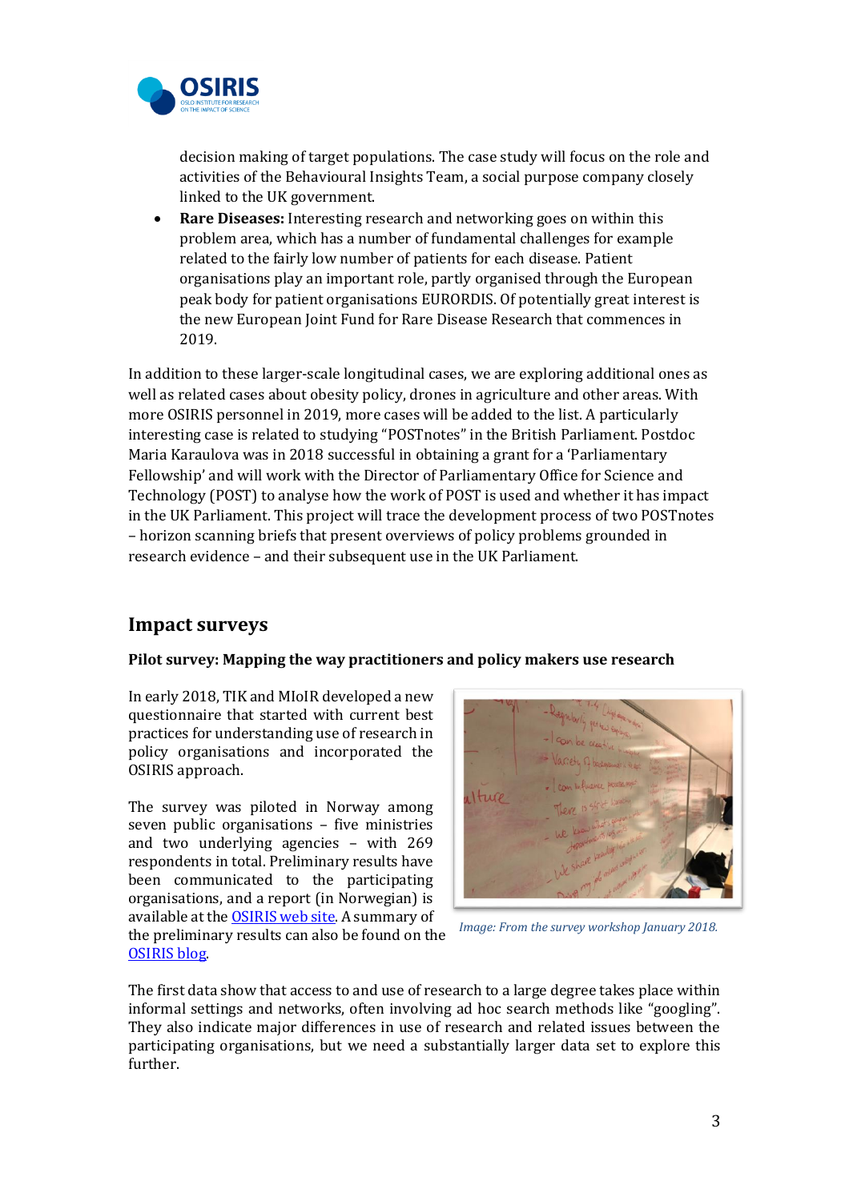decision making of target populations. The case study will focus on the role and activities of the Behavioural Insights Team, a social purpose company closely linked to the UK government.

- **Rare Diseases:** Interesting research and networking goes on within this problem area, which has a number of fundamental challenges for example related to the fairly low number of patients for each disease. Patient organisations play an important role, partly organised through the European peak body for patient organisations EURORDIS. Of potentially great interest is the new European Joint Fund for Rare Disease Research that commences in 2019.

In addition to these larger-scale longitudinal cases, we are exploring additional ones as well as related cases about obesity policy, drones in agriculture and other areas. With more OSIRIS personnel in 2019, more cases will be added to the list. A particularly interesting case is related to studying "POSTnotes" in the British Parliament. Postdoc Maria Karaulova was in 2018 successful in obtaining a grant for a 'Parliamentary Fellowship' and will work with the Director of Parliamentary Office for Science and Technology (POST) to analyse how the work of POST is used and whether it has impact in the UK Parliament. This project will trace the development process of two POSTnotes – horizon scanning briefs that present overviews of policy problems grounded in research evidence – and their subsequent use in the UK Parliament.

## Impact surveys

### Pilot survey: Mapping the way practitioners and policy makers use research

In early 2018, TIK and MIoIR developed a new questionnaire that started with current best practices for understanding use of research in policy organisations and incorporated the OSIRIS approach.

The survey was piloted in Norway among seven public organisations – five ministries and two underlying agencies – with 269 respondents in total. Preliminary results have been communicated to the participating organisations, and a report (in Norwegian) is available at the OSIRIS web site. A summary of the preliminary results can also be found on the OSIRIS blog.

*Image: From the survey workshop January 2018.*

The first data show that access to and use of research to a large degree takes place within informal settings and networks, often involving ad hoc search methods like "googling". They also indicate major differences in use of research and related issues between the participating organisations, but we need a substantially larger data set to explore this further.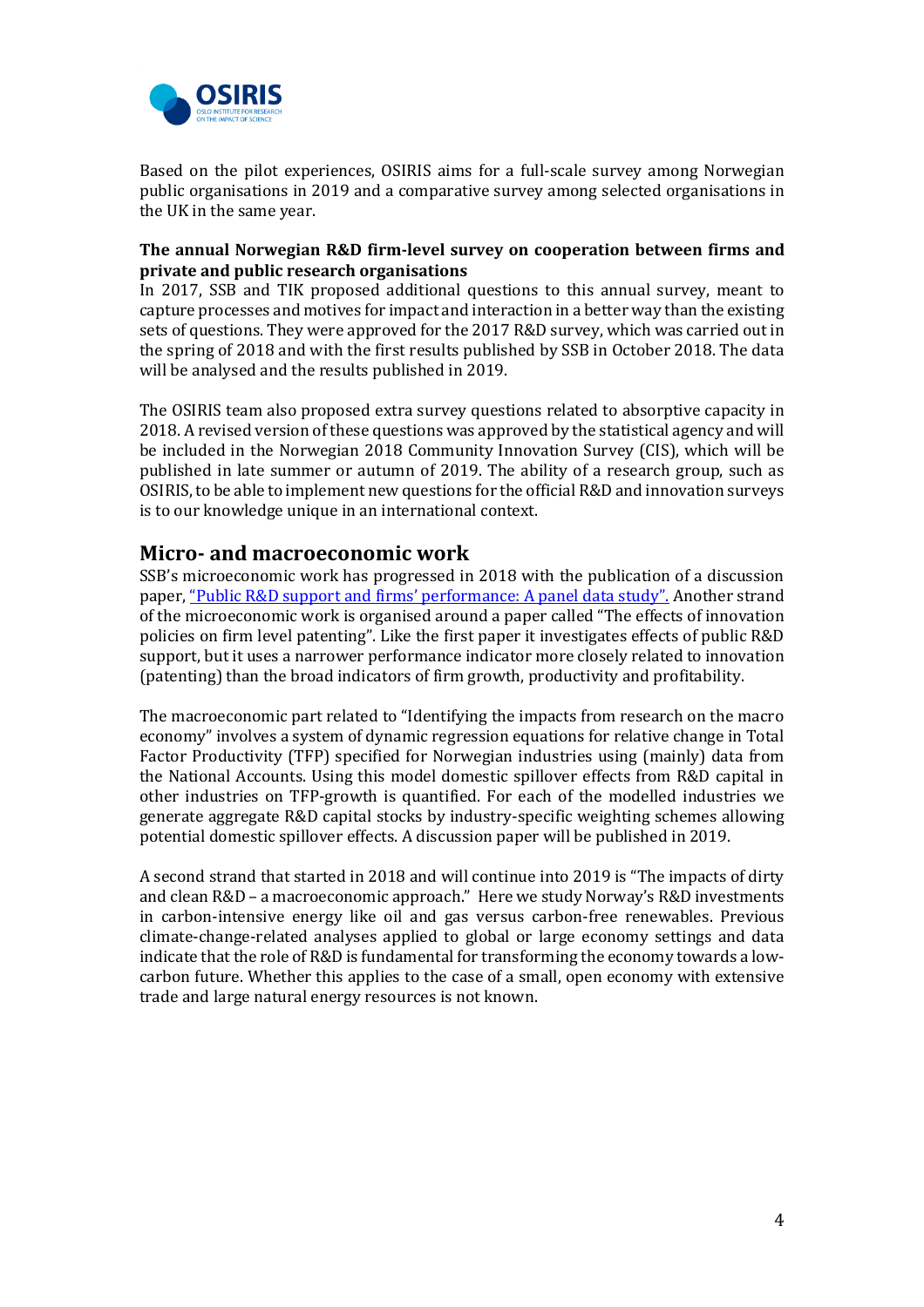Based on the pilot experiences, OSIRIS aims for a full-scale survey among Norwegian public organisations in 2019 and a comparative survey among selected organisations in the UK in the same year.

**The annual Norwegian R&D firm-level survey on cooperation between firms and private and public research organisations**

In 2017, SSB and TIK proposed additional questions to this annual survey, meant to capture processes and motives for impact and interaction in a better way than the existing sets of questions. They were approved for the 2017 R&D survey, which was carried out in the spring of 2018 and with the first results published by SSB in October 2018. The data will be analysed and the results published in 2019.

The OSIRIS team also proposed extra survey questions related to absorptive capacity in 2018. A revised version of these questions was approved by the statistical agency and will be included in the Norwegian 2018 Community Innovation Survey (CIS), which will be published in late summer or autumn of 2019. The ability of a research group, such as OSIRIS, to be able to implement new questions for the official R&D and innovation surveys is to our knowledge unique in an international context.

## Micro- and macroeconomic work

SSB's microeconomic work has progressed in 2018 with the publication of a discussion paper, "Public R&D support and firms' performance: A panel data study". Another strand of the microeconomic work is organised around a paper called "The effects of innovation policies on firm level patenting". Like the first paper it investigates effects of public R&D support, but it uses a narrower performance indicator more closely related to innovation (patenting) than the broad indicators of firm growth, productivity and profitability.

The macroeconomic part related to "Identifying the impacts from research on the macro economy" involves a system of dynamic regression equations for relative change in Total Factor Productivity (TFP) specified for Norwegian industries using (mainly) data from the National Accounts. Using this model domestic spillover effects from R&D capital in other industries on TFP-growth is quantified. For each of the modelled industries we generate aggregate R&D capital stocks by industry-specific weighting schemes allowing potential domestic spillover effects. A discussion paper will be published in 2019.

A second strand that started in 2018 and will continue into 2019 is "The impacts of dirty and clean R&D – a macroeconomic approach." Here we study Norway's R&D investments in carbon-intensive energy like oil and gas versus carbon-free renewables. Previous climate-change-related analyses applied to global or large economy settings and data indicate that the role of R&D is fundamental for transforming the economy towards a low-carbon future. Whether this applies to the case of a small, open economy with extensive trade and large natural energy resources is not known.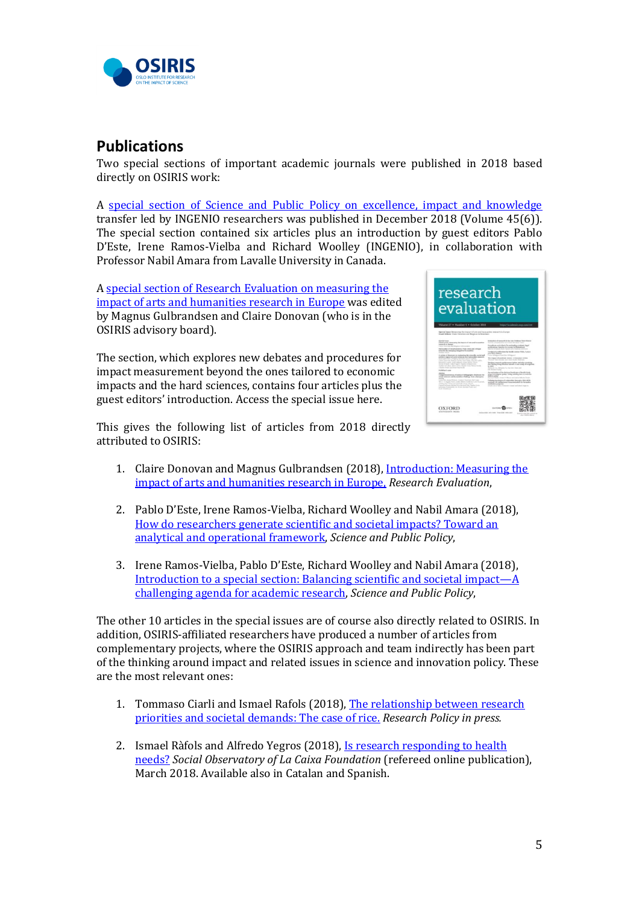## Publications

Two special sections of important academic journals were published in 2018 based directly on OSIRIS work:

A special section of Science and Public Policy on excellence, impact and knowledge transfer led by INGENIO researchers was published in December 2018 (Volume 45(6)). The special section contained six articles plus an introduction by guest editors Pablo D'Este, Irene Ramos-Vielba and Richard Woolley (INGENIO), in collaboration with Professor Nabil Amara from Lavalle University in Canada.

A special section of Research Evaluation on measuring the impact of arts and humanities research in Europe was edited by Magnus Gulbrandsen and Claire Donovan (who is in the OSIRIS advisory board).

The section, which explores new debates and procedures for impact measurement beyond the ones tailored to economic impacts and the hard sciences, contains four articles plus the guest editors' introduction. Access the special issue here.

This gives the following list of articles from 2018 directly attributed to OSIRIS:

1. Claire Donovan and Magnus Gulbrandsen (2018), Introduction: Measuring the impact of arts and humanities research in Europe, *Research Evaluation*,
2. Pablo D'Este, Irene Ramos-Vielba, Richard Woolley and Nabil Amara (2018), How do researchers generate scientific and societal impacts? Toward an analytical and operational framework, *Science and Public Policy*,
3. Irene Ramos-Vielba, Pablo D'Este, Richard Woolley and Nabil Amara (2018), Introduction to a special section: Balancing scientific and societal impact—A challenging agenda for academic research, *Science and Public Policy*,

The other 10 articles in the special issues are of course also directly related to OSIRIS. In addition, OSIRIS-affiliated researchers have produced a number of articles from complementary projects, where the OSIRIS approach and team indirectly has been part of the thinking around impact and related issues in science and innovation policy. These are the most relevant ones:

1. Tommaso Ciarli and Ismael Rafols (2018), The relationship between research priorities and societal demands: The case of rice. *Research Policy in press.*
2. Ismael Ràfols and Alfredo Yegros (2018), Is research responding to health needs? *Social Observatory of La Caixa Foundation* (refereed online publication), March 2018. Available also in Catalan and Spanish.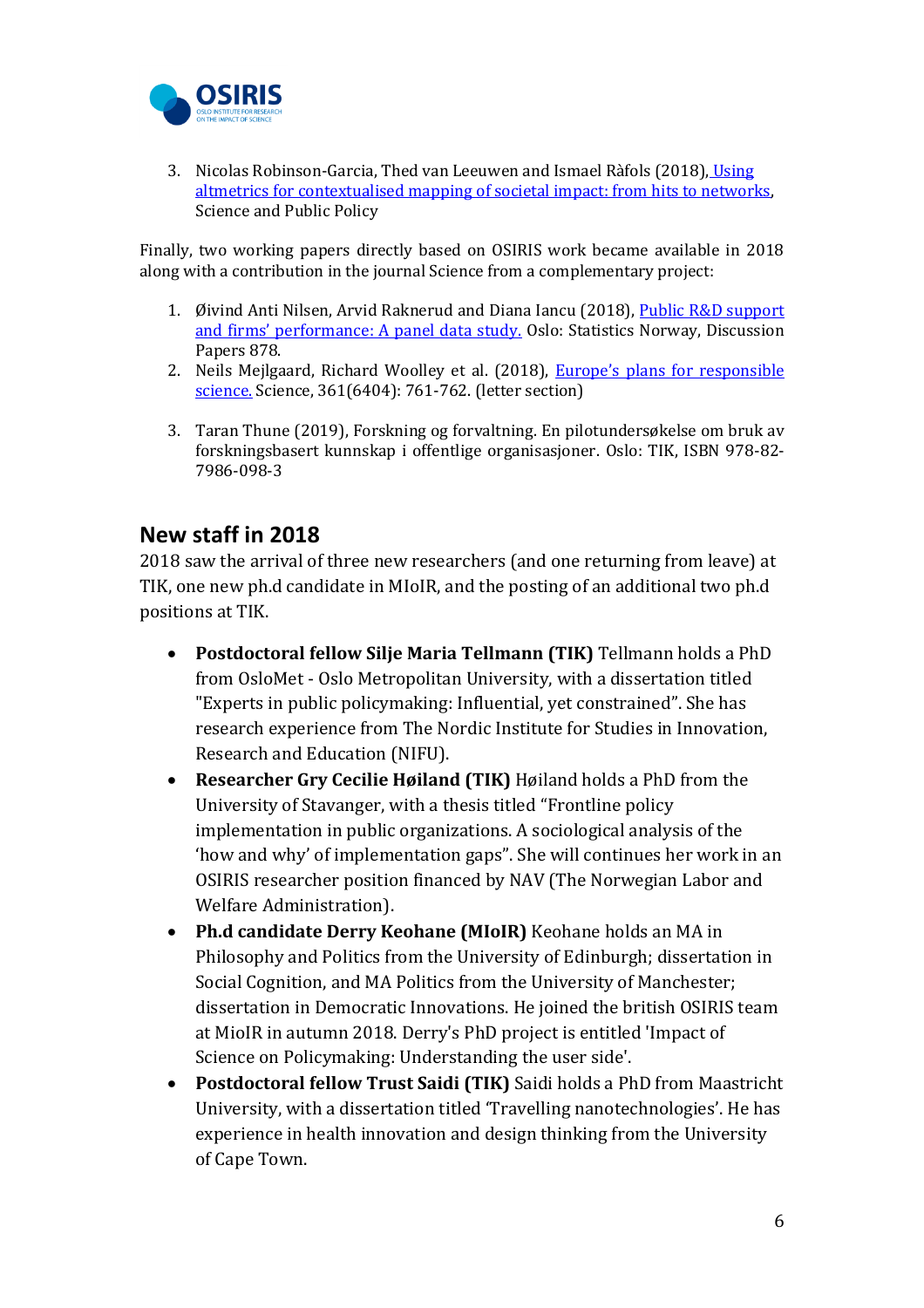3. Nicolas Robinson-Garcia, Thed van Leeuwen and Ismael Ràfols (2018), [Using altmetrics for contextualised mapping of societal impact: from hits to networks](), Science and Public Policy

Finally, two working papers directly based on OSIRIS work became available in 2018 along with a contribution in the journal Science from a complementary project:

1. Øivind Anti Nilsen, Arvid Raknerud and Diana Iancu (2018), [Public R&D support and firms' performance: A panel data study.]() Oslo: Statistics Norway, Discussion Papers 878.
2. Neils Mejlgaard, Richard Woolley et al. (2018), [Europe's plans for responsible science.]() Science, 361(6404): 761-762. (letter section)
3. Taran Thune (2019), Forskning og forvaltning. En pilotundersøkelse om bruk av forskningsbasert kunnskap i offentlige organisasjoner. Oslo: TIK, ISBN 978-82-7986-098-3

## New staff in 2018

2018 saw the arrival of three new researchers (and one returning from leave) at TIK, one new ph.d candidate in MIoIR, and the posting of an additional two ph.d positions at TIK.

- **Postdoctoral fellow Silje Maria Tellmann (TIK)** Tellmann holds a PhD from OsloMet - Oslo Metropolitan University, with a dissertation titled "Experts in public policymaking: Influential, yet constrained". She has research experience from The Nordic Institute for Studies in Innovation, Research and Education (NIFU).
- **Researcher Gry Cecilie Høiland (TIK)** Høiland holds a PhD from the University of Stavanger, with a thesis titled "Frontline policy implementation in public organizations. A sociological analysis of the 'how and why' of implementation gaps". She will continues her work in an OSIRIS researcher position financed by NAV (The Norwegian Labor and Welfare Administration).
- **Ph.d candidate Derry Keohane (MIoIR)** Keohane holds an MA in Philosophy and Politics from the University of Edinburgh; dissertation in Social Cognition, and MA Politics from the University of Manchester; dissertation in Democratic Innovations. He joined the british OSIRIS team at MioIR in autumn 2018. Derry's PhD project is entitled 'Impact of Science on Policymaking: Understanding the user side'.
- **Postdoctoral fellow Trust Saidi (TIK)** Saidi holds a PhD from Maastricht University, with a dissertation titled 'Travelling nanotechnologies'. He has experience in health innovation and design thinking from the University of Cape Town.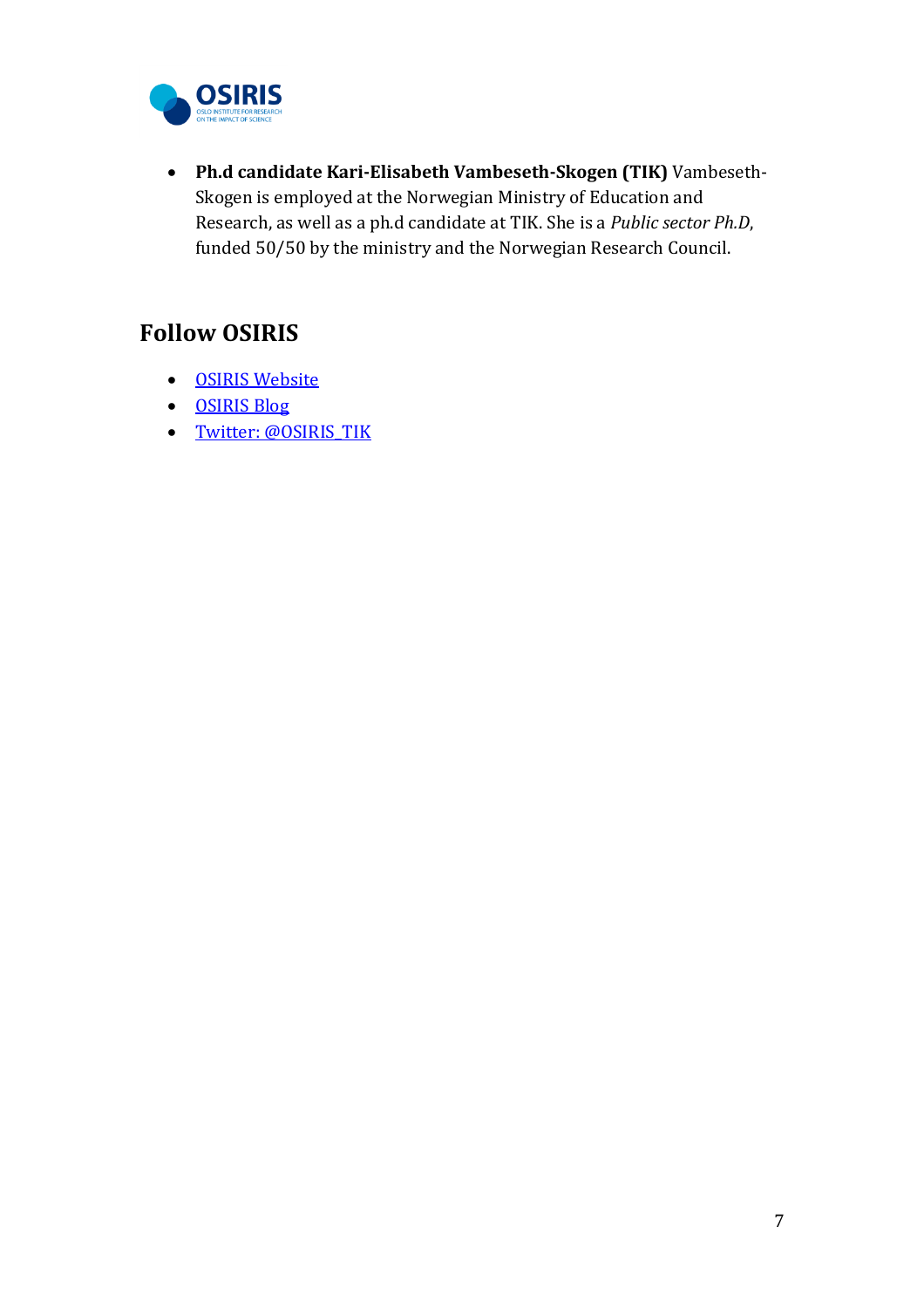- **Ph.d candidate Kari-Elisabeth Vambeseth-Skogen (TIK)** Vambeseth-Skogen is employed at the Norwegian Ministry of Education and Research, as well as a ph.d candidate at TIK. She is a *Public sector Ph.D*, funded 50/50 by the ministry and the Norwegian Research Council.

## Follow OSIRIS

- OSIRIS Website
- OSIRIS Blog
- Twitter: @OSIRIS_TIK